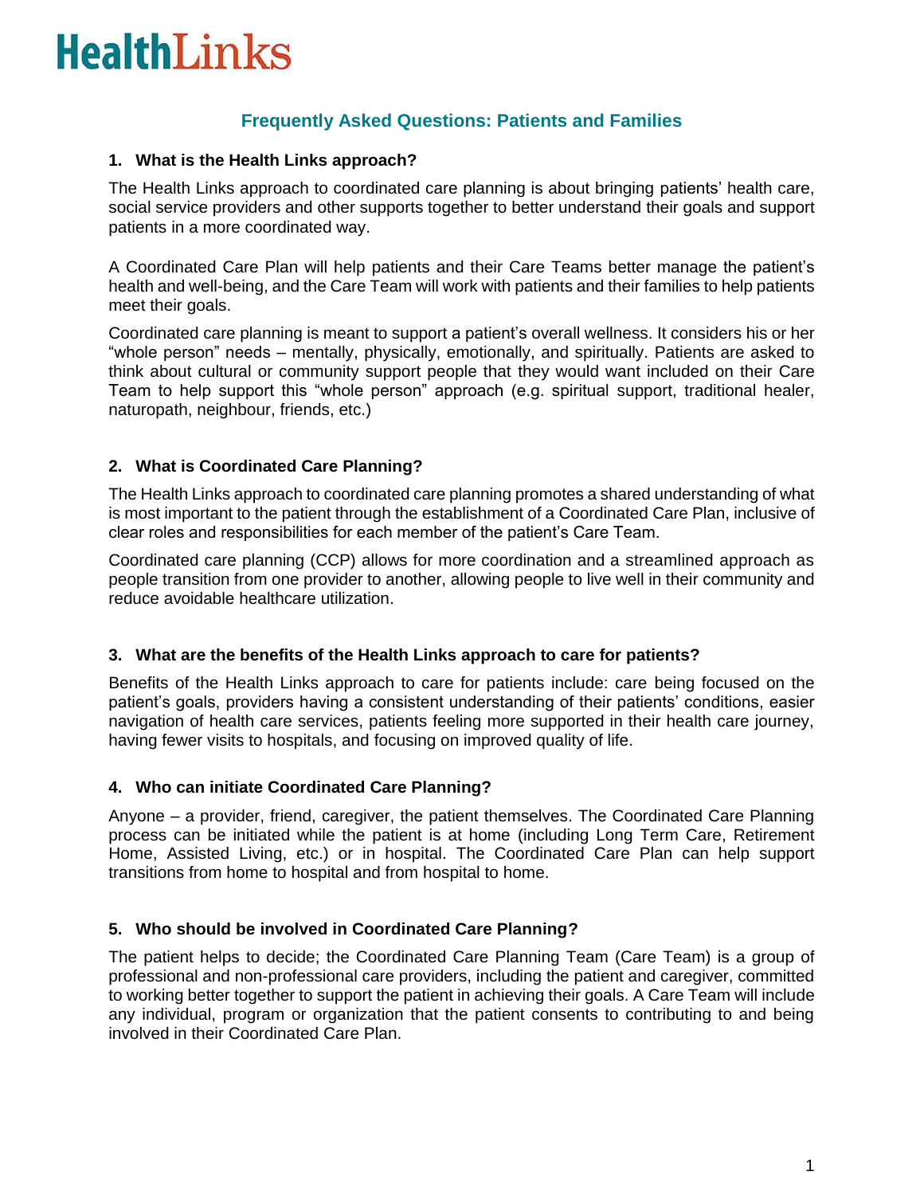# HealthLinks

## Frequently Asked Questions: Patients and Families

### 1. What is the Health Links approach?

The Health Links approach to coordinated care planning is about bringing patients' health care, social service providers and other supports together to better understand their goals and support patients in a more coordinated way.

A Coordinated Care Plan will help patients and their Care Teams better manage the patient's health and well-being, and the Care Team will work with patients and their families to help patients meet their goals.

Coordinated care planning is meant to support a patient's overall wellness. It considers his or her "whole person" needs – mentally, physically, emotionally, and spiritually. Patients are asked to think about cultural or community support people that they would want included on their Care Team to help support this "whole person" approach (e.g. spiritual support, traditional healer, naturopath, neighbour, friends, etc.)

### 2. What is Coordinated Care Planning?

The Health Links approach to coordinated care planning promotes a shared understanding of what is most important to the patient through the establishment of a Coordinated Care Plan, inclusive of clear roles and responsibilities for each member of the patient's Care Team.

Coordinated care planning (CCP) allows for more coordination and a streamlined approach as people transition from one provider to another, allowing people to live well in their community and reduce avoidable healthcare utilization.

### 3. What are the benefits of the Health Links approach to care for patients?

Benefits of the Health Links approach to care for patients include: care being focused on the patient's goals, providers having a consistent understanding of their patients' conditions, easier navigation of health care services, patients feeling more supported in their health care journey, having fewer visits to hospitals, and focusing on improved quality of life.

### 4. Who can initiate Coordinated Care Planning?

Anyone – a provider, friend, caregiver, the patient themselves. The Coordinated Care Planning process can be initiated while the patient is at home (including Long Term Care, Retirement Home, Assisted Living, etc.) or in hospital. The Coordinated Care Plan can help support transitions from home to hospital and from hospital to home.

### 5. Who should be involved in Coordinated Care Planning?

The patient helps to decide; the Coordinated Care Planning Team (Care Team) is a group of professional and non-professional care providers, including the patient and caregiver, committed to working better together to support the patient in achieving their goals. A Care Team will include any individual, program or organization that the patient consents to contributing to and being involved in their Coordinated Care Plan.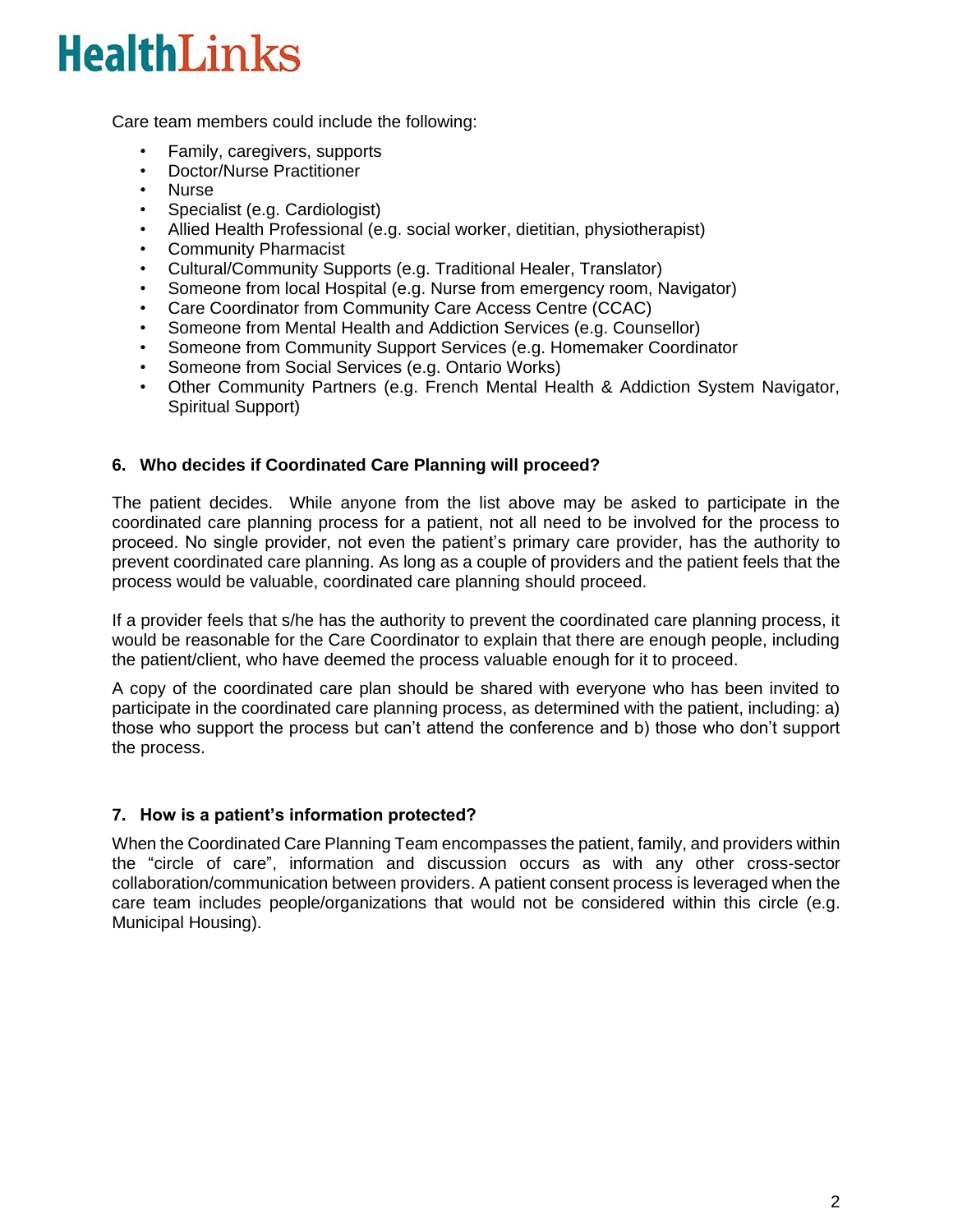Care team members could include the following:

- Family, caregivers, supports
- Doctor/Nurse Practitioner
- Nurse
- Specialist (e.g. Cardiologist)
- Allied Health Professional (e.g. social worker, dietitian, physiotherapist)
- Community Pharmacist
- Cultural/Community Supports (e.g. Traditional Healer, Translator)
- Someone from local Hospital (e.g. Nurse from emergency room, Navigator)
- Care Coordinator from Community Care Access Centre (CCAC)
- Someone from Mental Health and Addiction Services (e.g. Counsellor)
- Someone from Community Support Services (e.g. Homemaker Coordinator
- Someone from Social Services (e.g. Ontario Works)
- Other Community Partners (e.g. French Mental Health & Addiction System Navigator, Spiritual Support)

### 6. Who decides if Coordinated Care Planning will proceed?

The patient decides. While anyone from the list above may be asked to participate in the coordinated care planning process for a patient, not all need to be involved for the process to proceed. No single provider, not even the patient's primary care provider, has the authority to prevent coordinated care planning. As long as a couple of providers and the patient feels that the process would be valuable, coordinated care planning should proceed.

If a provider feels that s/he has the authority to prevent the coordinated care planning process, it would be reasonable for the Care Coordinator to explain that there are enough people, including the patient/client, who have deemed the process valuable enough for it to proceed.

A copy of the coordinated care plan should be shared with everyone who has been invited to participate in the coordinated care planning process, as determined with the patient, including: a) those who support the process but can't attend the conference and b) those who don't support the process.

### 7. How is a patient's information protected?

When the Coordinated Care Planning Team encompasses the patient, family, and providers within the "circle of care", information and discussion occurs as with any other cross-sector collaboration/communication between providers. A patient consent process is leveraged when the care team includes people/organizations that would not be considered within this circle (e.g. Municipal Housing).